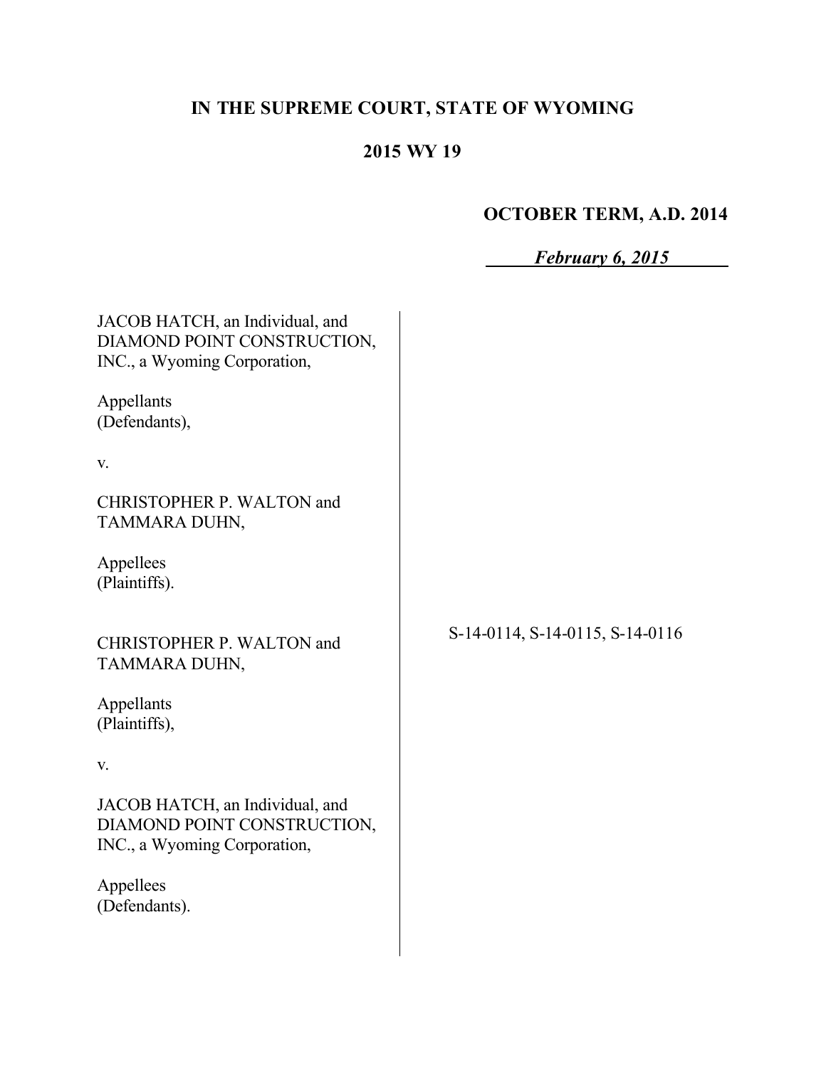# IN THE SUPREME COURT, STATE OF WYOMING

## 2015 WY 19

**OCTOBER TERM, A.D. 2014**

***February 6, 2015***

JACOB HATCH, an Individual, and DIAMOND POINT CONSTRUCTION, INC., a Wyoming Corporation,

Appellants
(Defendants),

v.

CHRISTOPHER P. WALTON and TAMMARA DUHN,

Appellees
(Plaintiffs).

CHRISTOPHER P. WALTON and TAMMARA DUHN,

Appellants
(Plaintiffs),

v.

JACOB HATCH, an Individual, and DIAMOND POINT CONSTRUCTION, INC., a Wyoming Corporation,

Appellees
(Defendants).

S-14-0114, S-14-0115, S-14-0116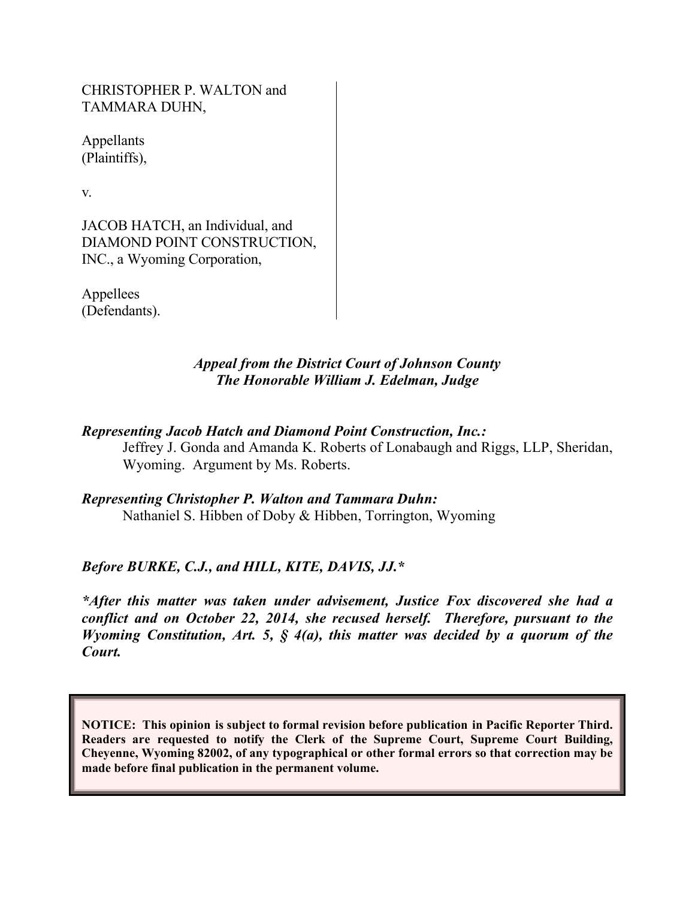CHRISTOPHER P. WALTON and TAMMARA DUHN,

Appellants (Plaintiffs),

v.

JACOB HATCH, an Individual, and DIAMOND POINT CONSTRUCTION, INC., a Wyoming Corporation,

Appellees (Defendants).

*Appeal from the District Court of Johnson County*
*The Honorable William J. Edelman, Judge*

***Representing Jacob Hatch and Diamond Point Construction, Inc.:***
Jeffrey J. Gonda and Amanda K. Roberts of Lonabaugh and Riggs, LLP, Sheridan, Wyoming. Argument by Ms. Roberts.

***Representing Christopher P. Walton and Tammara Duhn:***
Nathaniel S. Hibben of Doby & Hibben, Torrington, Wyoming

***Before BURKE, C.J., and HILL, KITE, DAVIS, JJ.****

****After this matter was taken under advisement, Justice Fox discovered she had a conflict and on October 22, 2014, she recused herself. Therefore, pursuant to the Wyoming Constitution, Art. 5, § 4(a), this matter was decided by a quorum of the Court.***

**NOTICE: This opinion is subject to formal revision before publication in Pacific Reporter Third. Readers are requested to notify the Clerk of the Supreme Court, Supreme Court Building, Cheyenne, Wyoming 82002, of any typographical or other formal errors so that correction may be made before final publication in the permanent volume.**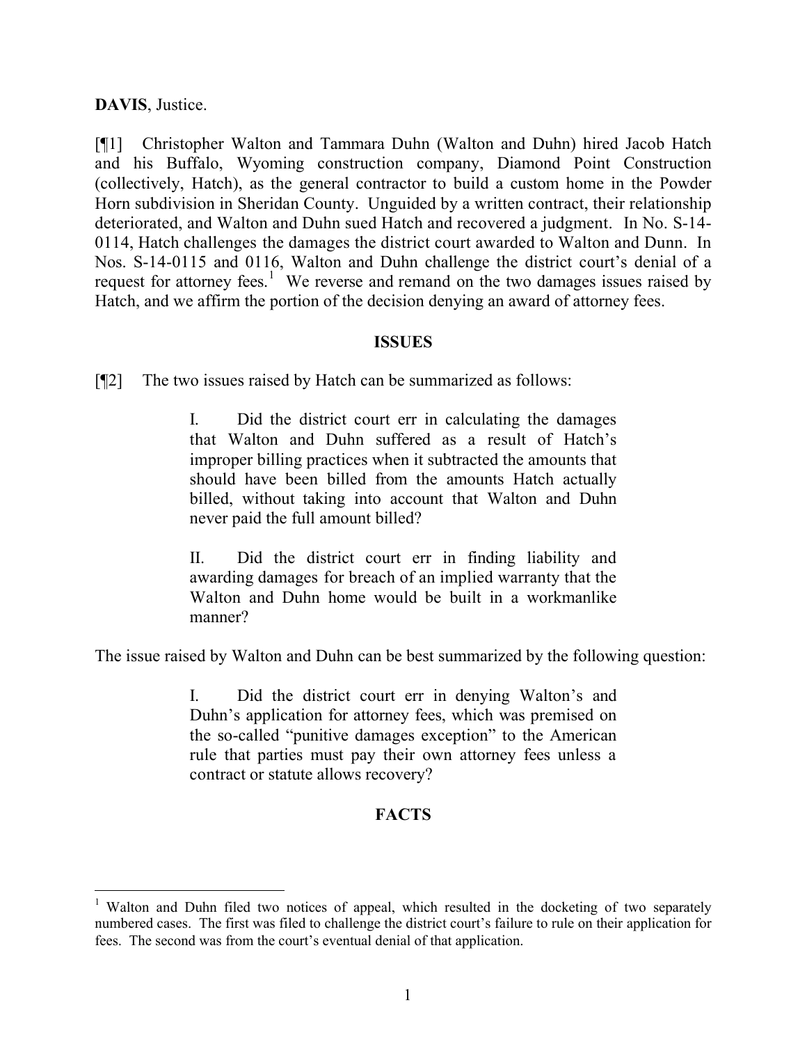**DAVIS**, Justice.

[¶1] Christopher Walton and Tammara Duhn (Walton and Duhn) hired Jacob Hatch and his Buffalo, Wyoming construction company, Diamond Point Construction (collectively, Hatch), as the general contractor to build a custom home in the Powder Horn subdivision in Sheridan County. Unguided by a written contract, their relationship deteriorated, and Walton and Duhn sued Hatch and recovered a judgment. In No. S-14-0114, Hatch challenges the damages the district court awarded to Walton and Dunn. In Nos. S-14-0115 and 0116, Walton and Duhn challenge the district court's denial of a request for attorney fees.[1] We reverse and remand on the two damages issues raised by Hatch, and we affirm the portion of the decision denying an award of attorney fees.

## ISSUES

[¶2] The two issues raised by Hatch can be summarized as follows:

> I. Did the district court err in calculating the damages that Walton and Duhn suffered as a result of Hatch's improper billing practices when it subtracted the amounts that should have been billed from the amounts Hatch actually billed, without taking into account that Walton and Duhn never paid the full amount billed?
>
> II. Did the district court err in finding liability and awarding damages for breach of an implied warranty that the Walton and Duhn home would be built in a workmanlike manner?

The issue raised by Walton and Duhn can be best summarized by the following question:

> I. Did the district court err in denying Walton's and Duhn's application for attorney fees, which was premised on the so-called "punitive damages exception" to the American rule that parties must pay their own attorney fees unless a contract or statute allows recovery?

## FACTS

---

[1] Walton and Duhn filed two notices of appeal, which resulted in the docketing of two separately numbered cases. The first was filed to challenge the district court's failure to rule on their application for fees. The second was from the court's eventual denial of that application.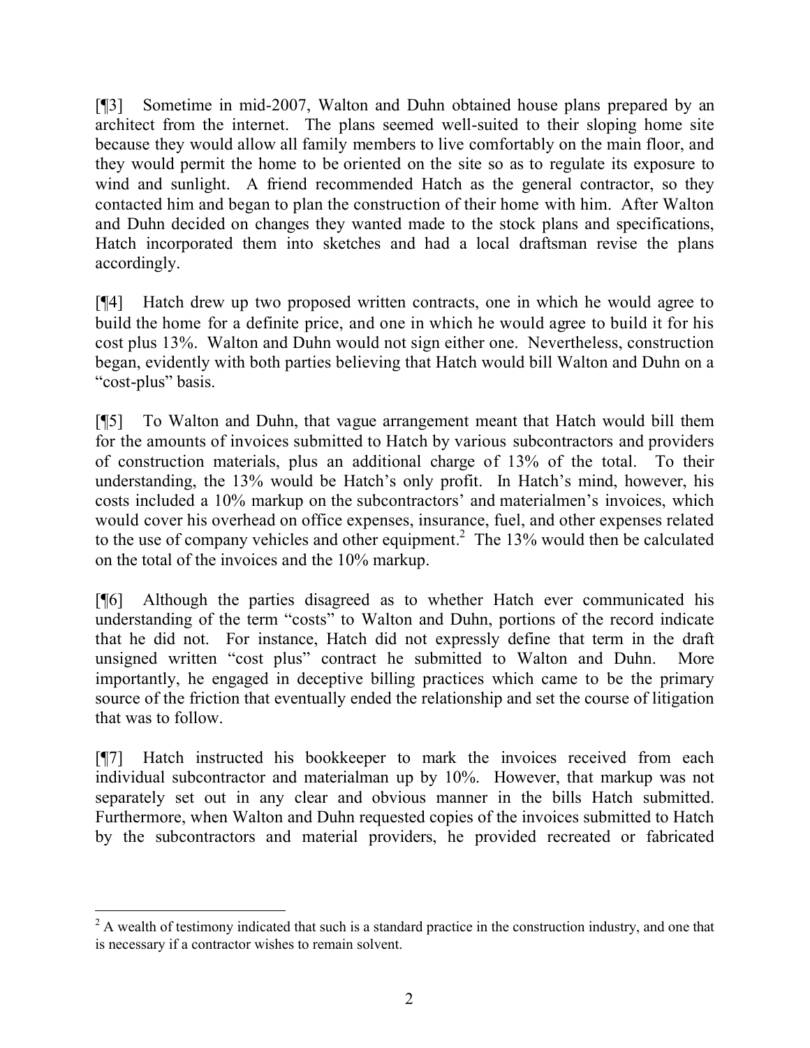[¶3] Sometime in mid-2007, Walton and Duhn obtained house plans prepared by an architect from the internet. The plans seemed well-suited to their sloping home site because they would allow all family members to live comfortably on the main floor, and they would permit the home to be oriented on the site so as to regulate its exposure to wind and sunlight. A friend recommended Hatch as the general contractor, so they contacted him and began to plan the construction of their home with him. After Walton and Duhn decided on changes they wanted made to the stock plans and specifications, Hatch incorporated them into sketches and had a local draftsman revise the plans accordingly.

[¶4] Hatch drew up two proposed written contracts, one in which he would agree to build the home for a definite price, and one in which he would agree to build it for his cost plus 13%. Walton and Duhn would not sign either one. Nevertheless, construction began, evidently with both parties believing that Hatch would bill Walton and Duhn on a "cost-plus" basis.

[¶5] To Walton and Duhn, that vague arrangement meant that Hatch would bill them for the amounts of invoices submitted to Hatch by various subcontractors and providers of construction materials, plus an additional charge of 13% of the total. To their understanding, the 13% would be Hatch's only profit. In Hatch's mind, however, his costs included a 10% markup on the subcontractors' and materialmen's invoices, which would cover his overhead on office expenses, insurance, fuel, and other expenses related to the use of company vehicles and other equipment.[2] The 13% would then be calculated on the total of the invoices and the 10% markup.

[¶6] Although the parties disagreed as to whether Hatch ever communicated his understanding of the term "costs" to Walton and Duhn, portions of the record indicate that he did not. For instance, Hatch did not expressly define that term in the draft unsigned written "cost plus" contract he submitted to Walton and Duhn. More importantly, he engaged in deceptive billing practices which came to be the primary source of the friction that eventually ended the relationship and set the course of litigation that was to follow.

[¶7] Hatch instructed his bookkeeper to mark the invoices received from each individual subcontractor and materialman up by 10%. However, that markup was not separately set out in any clear and obvious manner in the bills Hatch submitted. Furthermore, when Walton and Duhn requested copies of the invoices submitted to Hatch by the subcontractors and material providers, he provided recreated or fabricated

---

[2] A wealth of testimony indicated that such is a standard practice in the construction industry, and one that is necessary if a contractor wishes to remain solvent.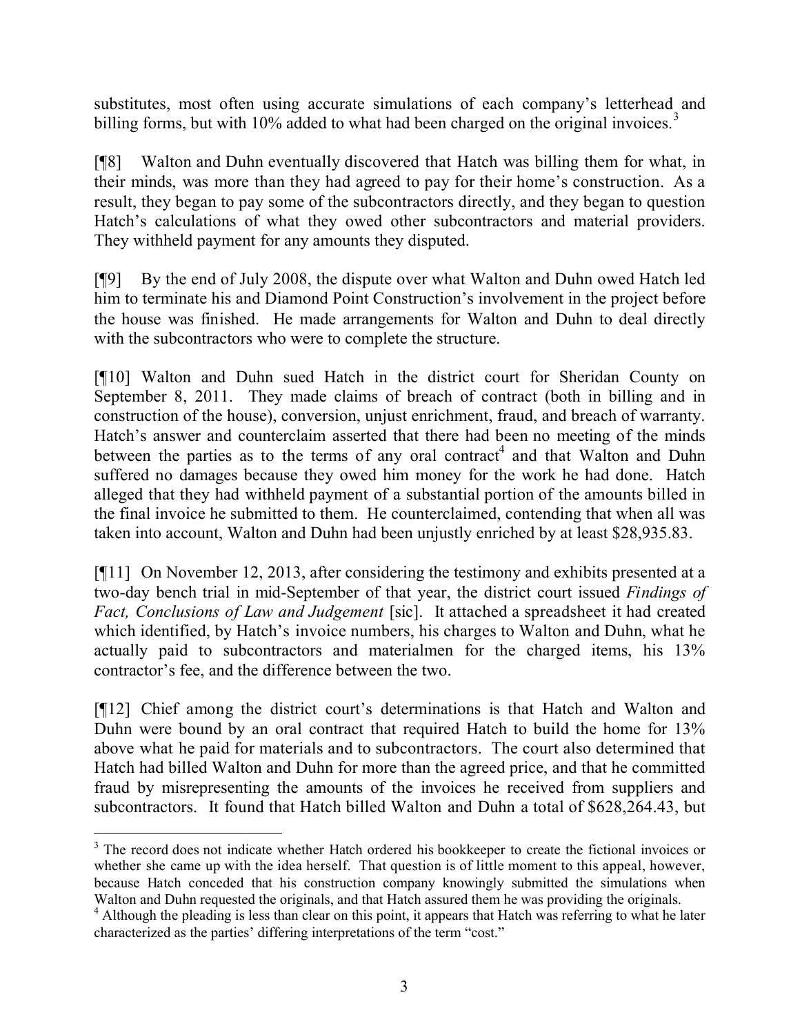substitutes, most often using accurate simulations of each company's letterhead and billing forms, but with 10% added to what had been charged on the original invoices.[3]

[¶8] Walton and Duhn eventually discovered that Hatch was billing them for what, in their minds, was more than they had agreed to pay for their home's construction. As a result, they began to pay some of the subcontractors directly, and they began to question Hatch's calculations of what they owed other subcontractors and material providers. They withheld payment for any amounts they disputed.

[¶9] By the end of July 2008, the dispute over what Walton and Duhn owed Hatch led him to terminate his and Diamond Point Construction's involvement in the project before the house was finished. He made arrangements for Walton and Duhn to deal directly with the subcontractors who were to complete the structure.

[¶10] Walton and Duhn sued Hatch in the district court for Sheridan County on September 8, 2011. They made claims of breach of contract (both in billing and in construction of the house), conversion, unjust enrichment, fraud, and breach of warranty. Hatch's answer and counterclaim asserted that there had been no meeting of the minds between the parties as to the terms of any oral contract[4] and that Walton and Duhn suffered no damages because they owed him money for the work he had done. Hatch alleged that they had withheld payment of a substantial portion of the amounts billed in the final invoice he submitted to them. He counterclaimed, contending that when all was taken into account, Walton and Duhn had been unjustly enriched by at least $28,935.83.

[¶11] On November 12, 2013, after considering the testimony and exhibits presented at a two-day bench trial in mid-September of that year, the district court issued *Findings of Fact, Conclusions of Law and Judgement* [sic]. It attached a spreadsheet it had created which identified, by Hatch's invoice numbers, his charges to Walton and Duhn, what he actually paid to subcontractors and materialmen for the charged items, his 13% contractor's fee, and the difference between the two.

[¶12] Chief among the district court's determinations is that Hatch and Walton and Duhn were bound by an oral contract that required Hatch to build the home for 13% above what he paid for materials and to subcontractors. The court also determined that Hatch had billed Walton and Duhn for more than the agreed price, and that he committed fraud by misrepresenting the amounts of the invoices he received from suppliers and subcontractors. It found that Hatch billed Walton and Duhn a total of $628,264.43, but

---

[3] The record does not indicate whether Hatch ordered his bookkeeper to create the fictional invoices or whether she came up with the idea herself. That question is of little moment to this appeal, however, because Hatch conceded that his construction company knowingly submitted the simulations when Walton and Duhn requested the originals, and that Hatch assured them he was providing the originals.

[4] Although the pleading is less than clear on this point, it appears that Hatch was referring to what he later characterized as the parties' differing interpretations of the term "cost."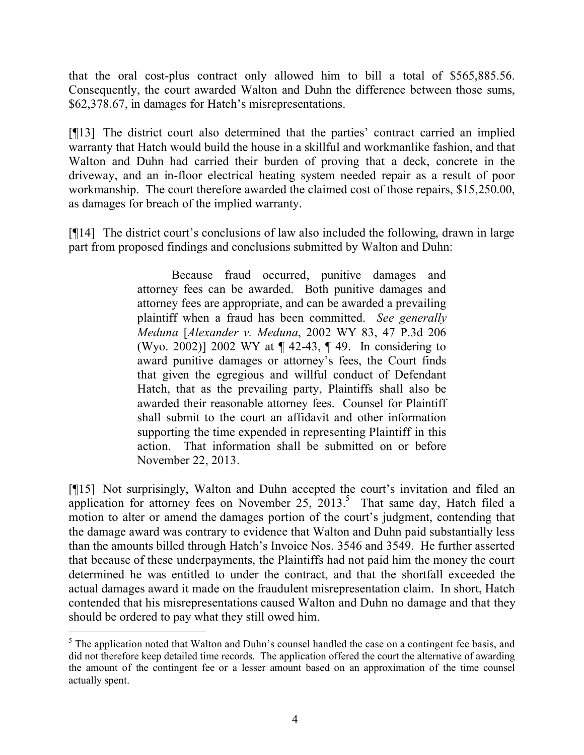that the oral cost-plus contract only allowed him to bill a total of $565,885.56. Consequently, the court awarded Walton and Duhn the difference between those sums, $62,378.67, in damages for Hatch's misrepresentations.

[¶13] The district court also determined that the parties' contract carried an implied warranty that Hatch would build the house in a skillful and workmanlike fashion, and that Walton and Duhn had carried their burden of proving that a deck, concrete in the driveway, and an in-floor electrical heating system needed repair as a result of poor workmanship. The court therefore awarded the claimed cost of those repairs, $15,250.00, as damages for breach of the implied warranty.

[¶14] The district court's conclusions of law also included the following, drawn in large part from proposed findings and conclusions submitted by Walton and Duhn:

> Because fraud occurred, punitive damages and attorney fees can be awarded. Both punitive damages and attorney fees are appropriate, and can be awarded a prevailing plaintiff when a fraud has been committed. *See generally Meduna* [*Alexander v. Meduna*, 2002 WY 83, 47 P.3d 206 (Wyo. 2002)] 2002 WY at ¶ 42-43, ¶ 49. In considering to award punitive damages or attorney's fees, the Court finds that given the egregious and willful conduct of Defendant Hatch, that as the prevailing party, Plaintiffs shall also be awarded their reasonable attorney fees. Counsel for Plaintiff shall submit to the court an affidavit and other information supporting the time expended in representing Plaintiff in this action. That information shall be submitted on or before November 22, 2013.

[¶15] Not surprisingly, Walton and Duhn accepted the court's invitation and filed an application for attorney fees on November 25, 2013.[5] That same day, Hatch filed a motion to alter or amend the damages portion of the court's judgment, contending that the damage award was contrary to evidence that Walton and Duhn paid substantially less than the amounts billed through Hatch's Invoice Nos. 3546 and 3549. He further asserted that because of these underpayments, the Plaintiffs had not paid him the money the court determined he was entitled to under the contract, and that the shortfall exceeded the actual damages award it made on the fraudulent misrepresentation claim. In short, Hatch contended that his misrepresentations caused Walton and Duhn no damage and that they should be ordered to pay what they still owed him.

---

[5] The application noted that Walton and Duhn's counsel handled the case on a contingent fee basis, and did not therefore keep detailed time records. The application offered the court the alternative of awarding the amount of the contingent fee or a lesser amount based on an approximation of the time counsel actually spent.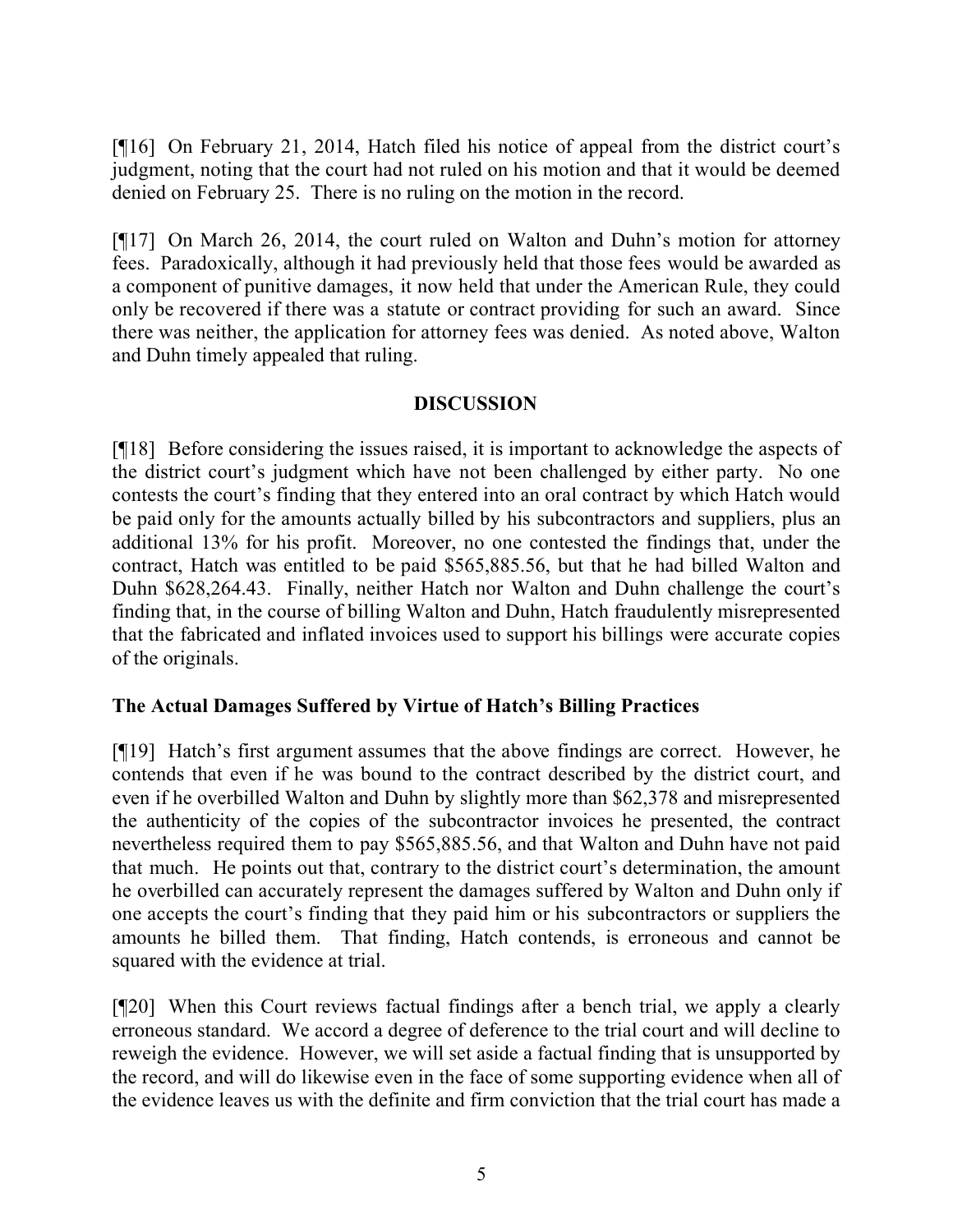[¶16] On February 21, 2014, Hatch filed his notice of appeal from the district court's judgment, noting that the court had not ruled on his motion and that it would be deemed denied on February 25. There is no ruling on the motion in the record.

[¶17] On March 26, 2014, the court ruled on Walton and Duhn's motion for attorney fees. Paradoxically, although it had previously held that those fees would be awarded as a component of punitive damages, it now held that under the American Rule, they could only be recovered if there was a statute or contract providing for such an award. Since there was neither, the application for attorney fees was denied. As noted above, Walton and Duhn timely appealed that ruling.

## DISCUSSION

[¶18] Before considering the issues raised, it is important to acknowledge the aspects of the district court's judgment which have not been challenged by either party. No one contests the court's finding that they entered into an oral contract by which Hatch would be paid only for the amounts actually billed by his subcontractors and suppliers, plus an additional 13% for his profit. Moreover, no one contested the findings that, under the contract, Hatch was entitled to be paid $565,885.56, but that he had billed Walton and Duhn $628,264.43. Finally, neither Hatch nor Walton and Duhn challenge the court's finding that, in the course of billing Walton and Duhn, Hatch fraudulently misrepresented that the fabricated and inflated invoices used to support his billings were accurate copies of the originals.

### The Actual Damages Suffered by Virtue of Hatch's Billing Practices

[¶19] Hatch's first argument assumes that the above findings are correct. However, he contends that even if he was bound to the contract described by the district court, and even if he overbilled Walton and Duhn by slightly more than $62,378 and misrepresented the authenticity of the copies of the subcontractor invoices he presented, the contract nevertheless required them to pay $565,885.56, and that Walton and Duhn have not paid that much. He points out that, contrary to the district court's determination, the amount he overbilled can accurately represent the damages suffered by Walton and Duhn only if one accepts the court's finding that they paid him or his subcontractors or suppliers the amounts he billed them. That finding, Hatch contends, is erroneous and cannot be squared with the evidence at trial.

[¶20] When this Court reviews factual findings after a bench trial, we apply a clearly erroneous standard. We accord a degree of deference to the trial court and will decline to reweigh the evidence. However, we will set aside a factual finding that is unsupported by the record, and will do likewise even in the face of some supporting evidence when all of the evidence leaves us with the definite and firm conviction that the trial court has made a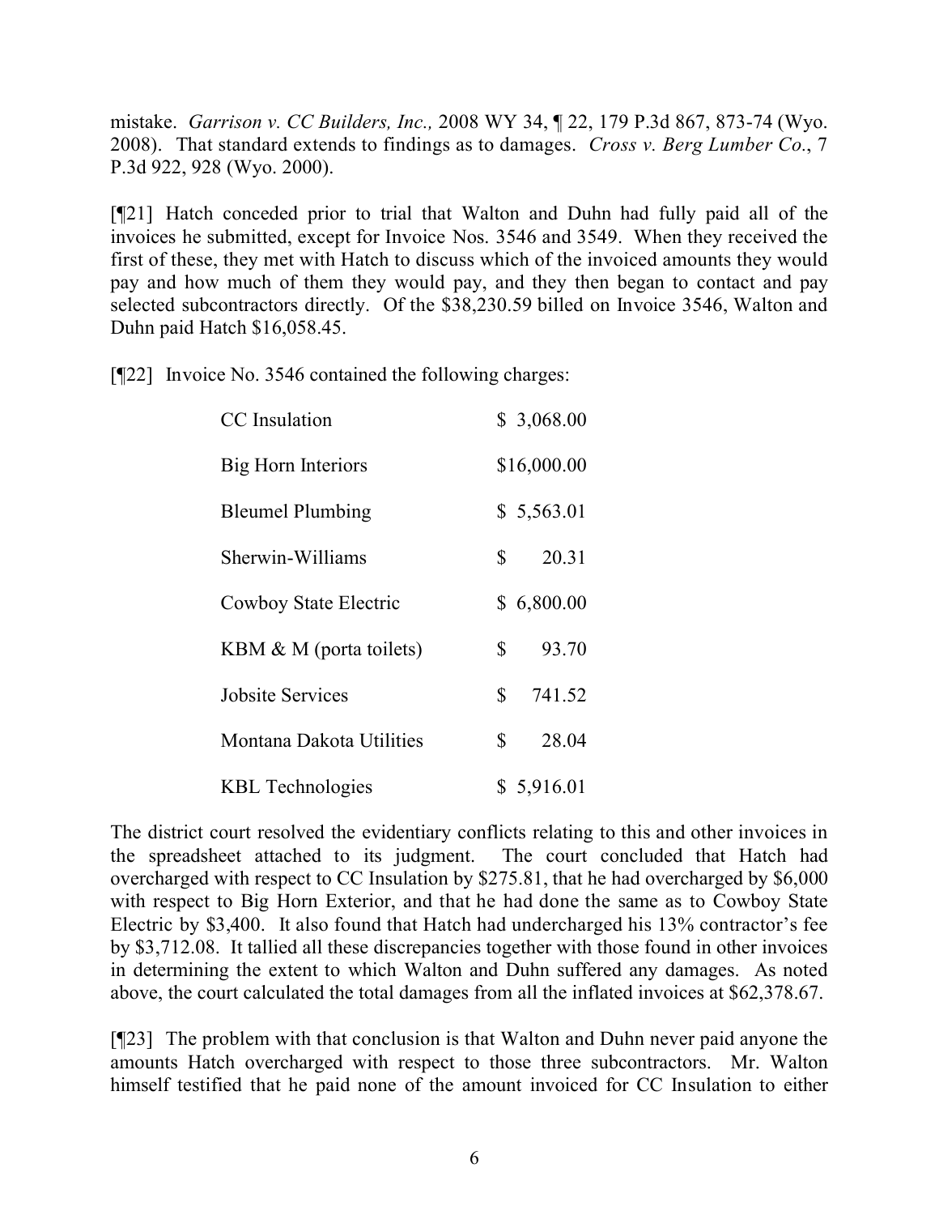mistake. *Garrison v. CC Builders, Inc.,* 2008 WY 34, ¶ 22, 179 P.3d 867, 873-74 (Wyo. 2008). That standard extends to findings as to damages. *Cross v. Berg Lumber Co.*, 7 P.3d 922, 928 (Wyo. 2000).

[¶21] Hatch conceded prior to trial that Walton and Duhn had fully paid all of the invoices he submitted, except for Invoice Nos. 3546 and 3549. When they received the first of these, they met with Hatch to discuss which of the invoiced amounts they would pay and how much of them they would pay, and they then began to contact and pay selected subcontractors directly. Of the $38,230.59 billed on Invoice 3546, Walton and Duhn paid Hatch $16,058.45.

[¶22] Invoice No. 3546 contained the following charges:

| | |
|---|---|
| CC Insulation | $ 3,068.00 |
| Big Horn Interiors | $16,000.00 |
| Bleumel Plumbing | $ 5,563.01 |
| Sherwin-Williams | $ 20.31 |
| Cowboy State Electric | $ 6,800.00 |
| KBM & M (porta toilets) | $ 93.70 |
| Jobsite Services | $ 741.52 |
| Montana Dakota Utilities | $ 28.04 |
| KBL Technologies | $ 5,916.01 |

The district court resolved the evidentiary conflicts relating to this and other invoices in the spreadsheet attached to its judgment. The court concluded that Hatch had overcharged with respect to CC Insulation by $275.81, that he had overcharged by $6,000 with respect to Big Horn Exterior, and that he had done the same as to Cowboy State Electric by $3,400. It also found that Hatch had undercharged his 13% contractor's fee by $3,712.08. It tallied all these discrepancies together with those found in other invoices in determining the extent to which Walton and Duhn suffered any damages. As noted above, the court calculated the total damages from all the inflated invoices at $62,378.67.

[¶23] The problem with that conclusion is that Walton and Duhn never paid anyone the amounts Hatch overcharged with respect to those three subcontractors. Mr. Walton himself testified that he paid none of the amount invoiced for CC Insulation to either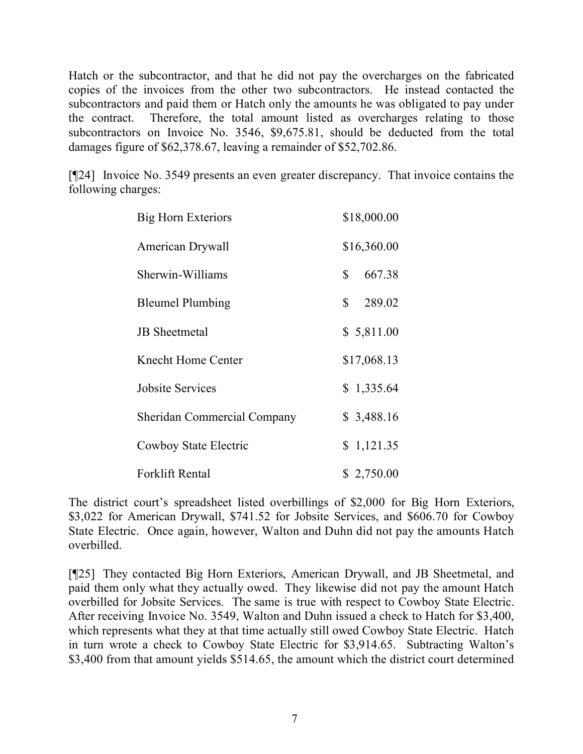Hatch or the subcontractor, and that he did not pay the overcharges on the fabricated copies of the invoices from the other two subcontractors. He instead contacted the subcontractors and paid them or Hatch only the amounts he was obligated to pay under the contract. Therefore, the total amount listed as overcharges relating to those subcontractors on Invoice No. 3546, $9,675.81, should be deducted from the total damages figure of $62,378.67, leaving a remainder of $52,702.86.

[¶24] Invoice No. 3549 presents an even greater discrepancy. That invoice contains the following charges:

| | |
|---|---|
| Big Horn Exteriors | $18,000.00 |
| American Drywall | $16,360.00 |
| Sherwin-Williams | $ 667.38 |
| Bleumel Plumbing | $ 289.02 |
| JB Sheetmetal | $ 5,811.00 |
| Knecht Home Center | $17,068.13 |
| Jobsite Services | $ 1,335.64 |
| Sheridan Commercial Company | $ 3,488.16 |
| Cowboy State Electric | $ 1,121.35 |
| Forklift Rental | $ 2,750.00 |

The district court's spreadsheet listed overbillings of $2,000 for Big Horn Exteriors, $3,022 for American Drywall, $741.52 for Jobsite Services, and $606.70 for Cowboy State Electric. Once again, however, Walton and Duhn did not pay the amounts Hatch overbilled.

[¶25] They contacted Big Horn Exteriors, American Drywall, and JB Sheetmetal, and paid them only what they actually owed. They likewise did not pay the amount Hatch overbilled for Jobsite Services. The same is true with respect to Cowboy State Electric. After receiving Invoice No. 3549, Walton and Duhn issued a check to Hatch for $3,400, which represents what they at that time actually still owed Cowboy State Electric. Hatch in turn wrote a check to Cowboy State Electric for $3,914.65. Subtracting Walton's $3,400 from that amount yields $514.65, the amount which the district court determined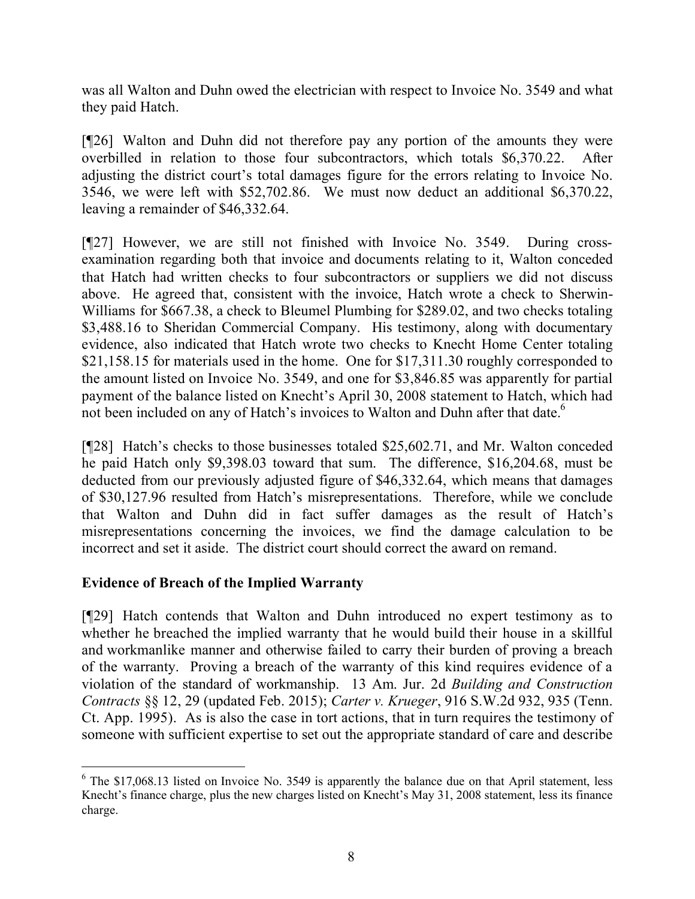was all Walton and Duhn owed the electrician with respect to Invoice No. 3549 and what they paid Hatch.

[¶26] Walton and Duhn did not therefore pay any portion of the amounts they were overbilled in relation to those four subcontractors, which totals $6,370.22. After adjusting the district court's total damages figure for the errors relating to Invoice No. 3546, we were left with $52,702.86. We must now deduct an additional $6,370.22, leaving a remainder of $46,332.64.

[¶27] However, we are still not finished with Invoice No. 3549. During cross-examination regarding both that invoice and documents relating to it, Walton conceded that Hatch had written checks to four subcontractors or suppliers we did not discuss above. He agreed that, consistent with the invoice, Hatch wrote a check to Sherwin-Williams for $667.38, a check to Bleumel Plumbing for $289.02, and two checks totaling $3,488.16 to Sheridan Commercial Company. His testimony, along with documentary evidence, also indicated that Hatch wrote two checks to Knecht Home Center totaling $21,158.15 for materials used in the home. One for $17,311.30 roughly corresponded to the amount listed on Invoice No. 3549, and one for $3,846.85 was apparently for partial payment of the balance listed on Knecht's April 30, 2008 statement to Hatch, which had not been included on any of Hatch's invoices to Walton and Duhn after that date.[6]

[¶28] Hatch's checks to those businesses totaled $25,602.71, and Mr. Walton conceded he paid Hatch only $9,398.03 toward that sum. The difference, $16,204.68, must be deducted from our previously adjusted figure of $46,332.64, which means that damages of $30,127.96 resulted from Hatch's misrepresentations. Therefore, while we conclude that Walton and Duhn did in fact suffer damages as the result of Hatch's misrepresentations concerning the invoices, we find the damage calculation to be incorrect and set it aside. The district court should correct the award on remand.

## Evidence of Breach of the Implied Warranty

[¶29] Hatch contends that Walton and Duhn introduced no expert testimony as to whether he breached the implied warranty that he would build their house in a skillful and workmanlike manner and otherwise failed to carry their burden of proving a breach of the warranty. Proving a breach of the warranty of this kind requires evidence of a violation of the standard of workmanship. 13 Am. Jur. 2d *Building and Construction Contracts* §§ 12, 29 (updated Feb. 2015); *Carter v. Krueger*, 916 S.W.2d 932, 935 (Tenn. Ct. App. 1995). As is also the case in tort actions, that in turn requires the testimony of someone with sufficient expertise to set out the appropriate standard of care and describe

---

[6] The $17,068.13 listed on Invoice No. 3549 is apparently the balance due on that April statement, less Knecht's finance charge, plus the new charges listed on Knecht's May 31, 2008 statement, less its finance charge.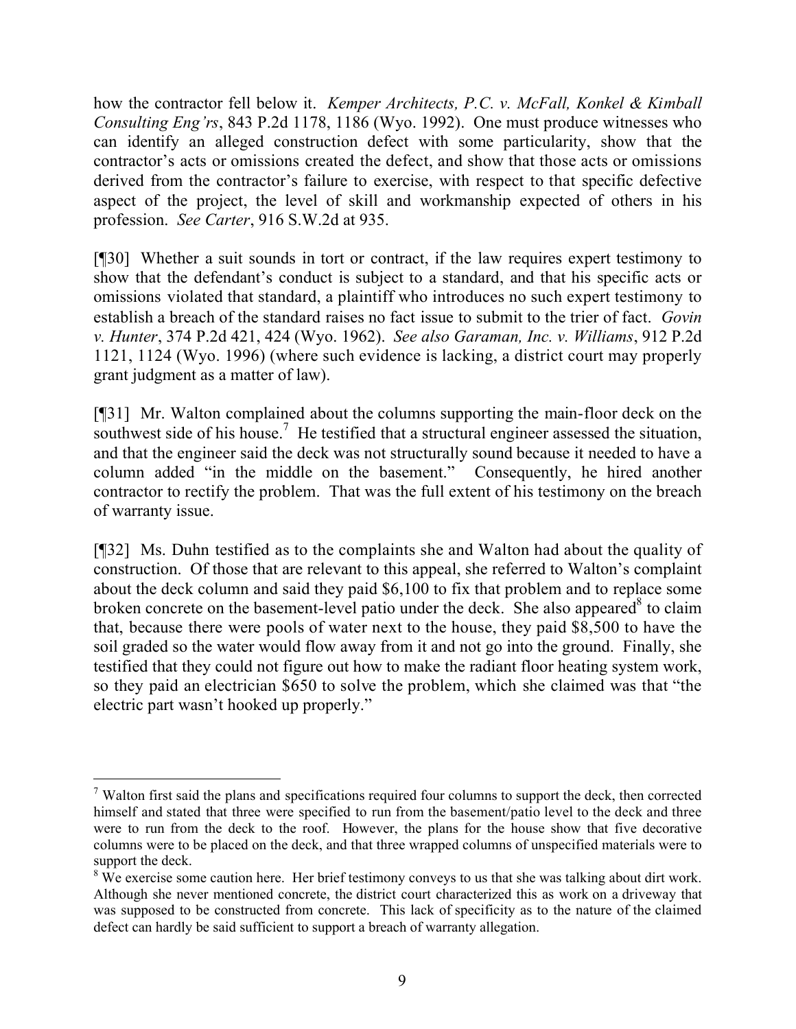how the contractor fell below it. *Kemper Architects, P.C. v. McFall, Konkel & Kimball Consulting Eng'rs*, 843 P.2d 1178, 1186 (Wyo. 1992). One must produce witnesses who can identify an alleged construction defect with some particularity, show that the contractor's acts or omissions created the defect, and show that those acts or omissions derived from the contractor's failure to exercise, with respect to that specific defective aspect of the project, the level of skill and workmanship expected of others in his profession. *See Carter*, 916 S.W.2d at 935.

[¶30] Whether a suit sounds in tort or contract, if the law requires expert testimony to show that the defendant's conduct is subject to a standard, and that his specific acts or omissions violated that standard, a plaintiff who introduces no such expert testimony to establish a breach of the standard raises no fact issue to submit to the trier of fact. *Govin v. Hunter*, 374 P.2d 421, 424 (Wyo. 1962). *See also Garaman, Inc. v. Williams*, 912 P.2d 1121, 1124 (Wyo. 1996) (where such evidence is lacking, a district court may properly grant judgment as a matter of law).

[¶31] Mr. Walton complained about the columns supporting the main-floor deck on the southwest side of his house.[7] He testified that a structural engineer assessed the situation, and that the engineer said the deck was not structurally sound because it needed to have a column added "in the middle on the basement." Consequently, he hired another contractor to rectify the problem. That was the full extent of his testimony on the breach of warranty issue.

[¶32] Ms. Duhn testified as to the complaints she and Walton had about the quality of construction. Of those that are relevant to this appeal, she referred to Walton's complaint about the deck column and said they paid $6,100 to fix that problem and to replace some broken concrete on the basement-level patio under the deck. She also appeared[8] to claim that, because there were pools of water next to the house, they paid $8,500 to have the soil graded so the water would flow away from it and not go into the ground. Finally, she testified that they could not figure out how to make the radiant floor heating system work, so they paid an electrician $650 to solve the problem, which she claimed was that "the electric part wasn't hooked up properly."

---

[7] Walton first said the plans and specifications required four columns to support the deck, then corrected himself and stated that three were specified to run from the basement/patio level to the deck and three were to run from the deck to the roof. However, the plans for the house show that five decorative columns were to be placed on the deck, and that three wrapped columns of unspecified materials were to support the deck.

[8] We exercise some caution here. Her brief testimony conveys to us that she was talking about dirt work. Although she never mentioned concrete, the district court characterized this as work on a driveway that was supposed to be constructed from concrete. This lack of specificity as to the nature of the claimed defect can hardly be said sufficient to support a breach of warranty allegation.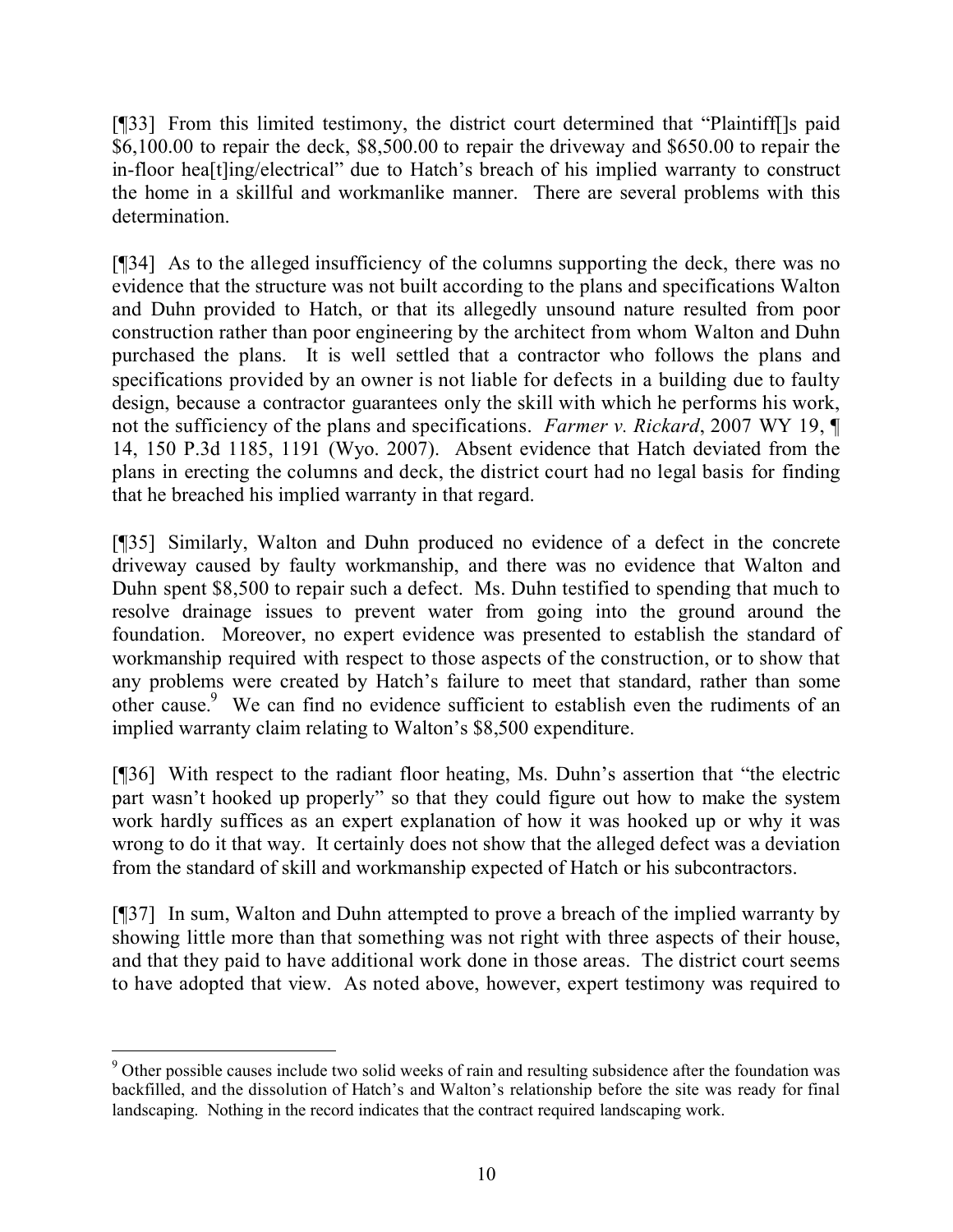[¶33] From this limited testimony, the district court determined that "Plaintiff[]s paid $6,100.00 to repair the deck, $8,500.00 to repair the driveway and $650.00 to repair the in-floor hea[t]ing/electrical" due to Hatch's breach of his implied warranty to construct the home in a skillful and workmanlike manner. There are several problems with this determination.

[¶34] As to the alleged insufficiency of the columns supporting the deck, there was no evidence that the structure was not built according to the plans and specifications Walton and Duhn provided to Hatch, or that its allegedly unsound nature resulted from poor construction rather than poor engineering by the architect from whom Walton and Duhn purchased the plans. It is well settled that a contractor who follows the plans and specifications provided by an owner is not liable for defects in a building due to faulty design, because a contractor guarantees only the skill with which he performs his work, not the sufficiency of the plans and specifications. *Farmer v. Rickard*, 2007 WY 19, ¶ 14, 150 P.3d 1185, 1191 (Wyo. 2007). Absent evidence that Hatch deviated from the plans in erecting the columns and deck, the district court had no legal basis for finding that he breached his implied warranty in that regard.

[¶35] Similarly, Walton and Duhn produced no evidence of a defect in the concrete driveway caused by faulty workmanship, and there was no evidence that Walton and Duhn spent $8,500 to repair such a defect. Ms. Duhn testified to spending that much to resolve drainage issues to prevent water from going into the ground around the foundation. Moreover, no expert evidence was presented to establish the standard of workmanship required with respect to those aspects of the construction, or to show that any problems were created by Hatch's failure to meet that standard, rather than some other cause.[9] We can find no evidence sufficient to establish even the rudiments of an implied warranty claim relating to Walton's $8,500 expenditure.

[¶36] With respect to the radiant floor heating, Ms. Duhn's assertion that "the electric part wasn't hooked up properly" so that they could figure out how to make the system work hardly suffices as an expert explanation of how it was hooked up or why it was wrong to do it that way. It certainly does not show that the alleged defect was a deviation from the standard of skill and workmanship expected of Hatch or his subcontractors.

[¶37] In sum, Walton and Duhn attempted to prove a breach of the implied warranty by showing little more than that something was not right with three aspects of their house, and that they paid to have additional work done in those areas. The district court seems to have adopted that view. As noted above, however, expert testimony was required to

---

[9] Other possible causes include two solid weeks of rain and resulting subsidence after the foundation was backfilled, and the dissolution of Hatch's and Walton's relationship before the site was ready for final landscaping. Nothing in the record indicates that the contract required landscaping work.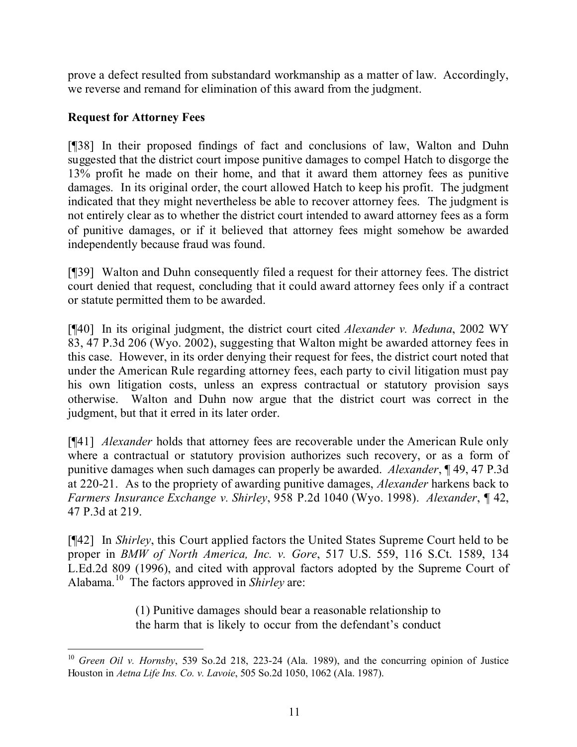prove a defect resulted from substandard workmanship as a matter of law. Accordingly, we reverse and remand for elimination of this award from the judgment.

### Request for Attorney Fees

[¶38] In their proposed findings of fact and conclusions of law, Walton and Duhn suggested that the district court impose punitive damages to compel Hatch to disgorge the 13% profit he made on their home, and that it award them attorney fees as punitive damages. In its original order, the court allowed Hatch to keep his profit. The judgment indicated that they might nevertheless be able to recover attorney fees. The judgment is not entirely clear as to whether the district court intended to award attorney fees as a form of punitive damages, or if it believed that attorney fees might somehow be awarded independently because fraud was found.

[¶39] Walton and Duhn consequently filed a request for their attorney fees. The district court denied that request, concluding that it could award attorney fees only if a contract or statute permitted them to be awarded.

[¶40] In its original judgment, the district court cited *Alexander v. Meduna*, 2002 WY 83, 47 P.3d 206 (Wyo. 2002), suggesting that Walton might be awarded attorney fees in this case. However, in its order denying their request for fees, the district court noted that under the American Rule regarding attorney fees, each party to civil litigation must pay his own litigation costs, unless an express contractual or statutory provision says otherwise. Walton and Duhn now argue that the district court was correct in the judgment, but that it erred in its later order.

[¶41] *Alexander* holds that attorney fees are recoverable under the American Rule only where a contractual or statutory provision authorizes such recovery, or as a form of punitive damages when such damages can properly be awarded. *Alexander*, ¶ 49, 47 P.3d at 220-21. As to the propriety of awarding punitive damages, *Alexander* harkens back to *Farmers Insurance Exchange v. Shirley*, 958 P.2d 1040 (Wyo. 1998). *Alexander*, ¶ 42, 47 P.3d at 219.

[¶42] In *Shirley*, this Court applied factors the United States Supreme Court held to be proper in *BMW of North America, Inc. v. Gore*, 517 U.S. 559, 116 S.Ct. 1589, 134 L.Ed.2d 809 (1996), and cited with approval factors adopted by the Supreme Court of Alabama.[10] The factors approved in *Shirley* are:

> (1) Punitive damages should bear a reasonable relationship to the harm that is likely to occur from the defendant's conduct

---

[10] *Green Oil v. Hornsby*, 539 So.2d 218, 223-24 (Ala. 1989), and the concurring opinion of Justice Houston in *Aetna Life Ins. Co. v. Lavoie*, 505 So.2d 1050, 1062 (Ala. 1987).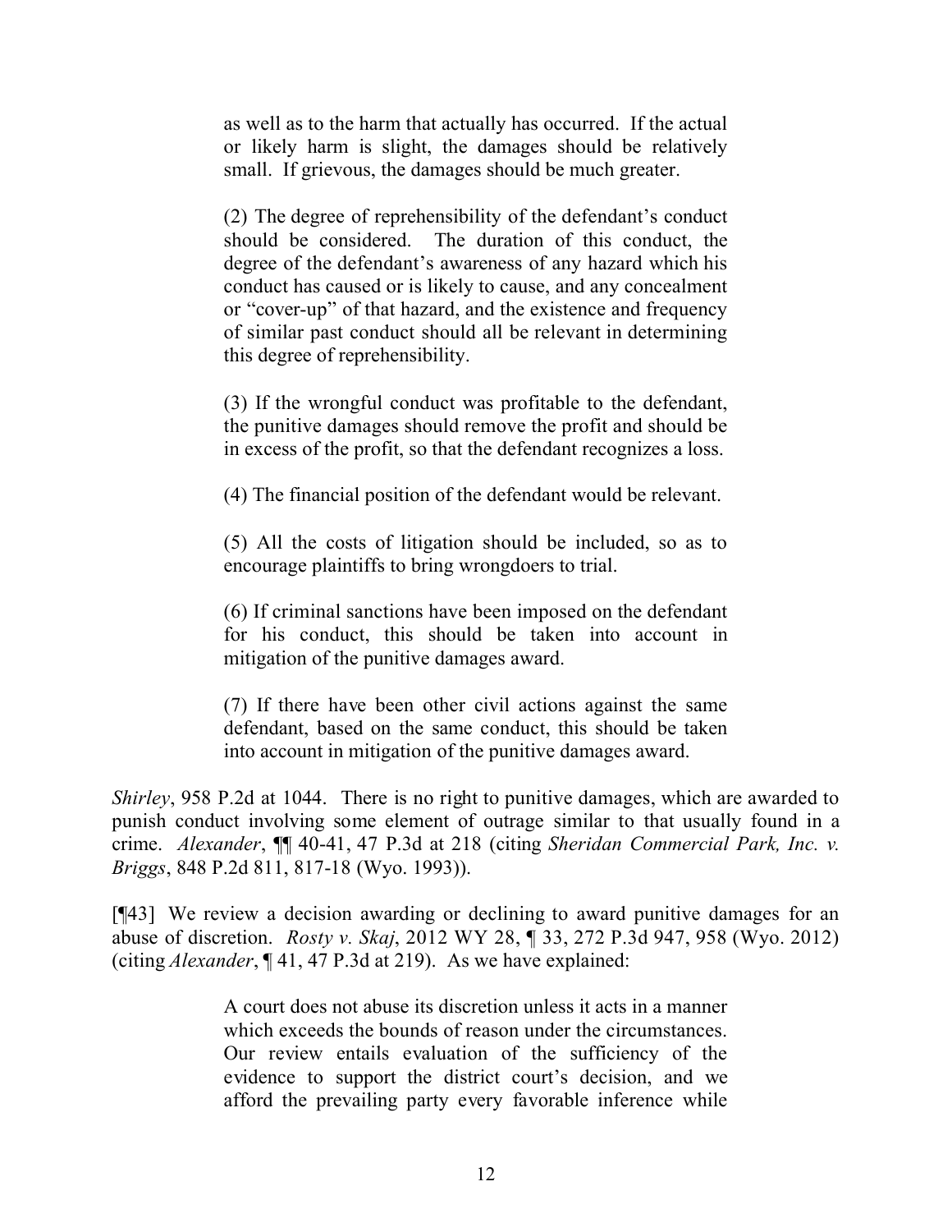> as well as to the harm that actually has occurred. If the actual or likely harm is slight, the damages should be relatively small. If grievous, the damages should be much greater.
>
> (2) The degree of reprehensibility of the defendant's conduct should be considered. The duration of this conduct, the degree of the defendant's awareness of any hazard which his conduct has caused or is likely to cause, and any concealment or "cover-up" of that hazard, and the existence and frequency of similar past conduct should all be relevant in determining this degree of reprehensibility.
>
> (3) If the wrongful conduct was profitable to the defendant, the punitive damages should remove the profit and should be in excess of the profit, so that the defendant recognizes a loss.
>
> (4) The financial position of the defendant would be relevant.
>
> (5) All the costs of litigation should be included, so as to encourage plaintiffs to bring wrongdoers to trial.
>
> (6) If criminal sanctions have been imposed on the defendant for his conduct, this should be taken into account in mitigation of the punitive damages award.
>
> (7) If there have been other civil actions against the same defendant, based on the same conduct, this should be taken into account in mitigation of the punitive damages award.

*Shirley*, 958 P.2d at 1044. There is no right to punitive damages, which are awarded to punish conduct involving some element of outrage similar to that usually found in a crime. *Alexander*, ¶¶ 40-41, 47 P.3d at 218 (citing *Sheridan Commercial Park, Inc. v. Briggs*, 848 P.2d 811, 817-18 (Wyo. 1993)).

[¶43] We review a decision awarding or declining to award punitive damages for an abuse of discretion. *Rosty v. Skaj*, 2012 WY 28, ¶ 33, 272 P.3d 947, 958 (Wyo. 2012) (citing *Alexander*, ¶ 41, 47 P.3d at 219). As we have explained:

> A court does not abuse its discretion unless it acts in a manner which exceeds the bounds of reason under the circumstances. Our review entails evaluation of the sufficiency of the evidence to support the district court's decision, and we afford the prevailing party every favorable inference while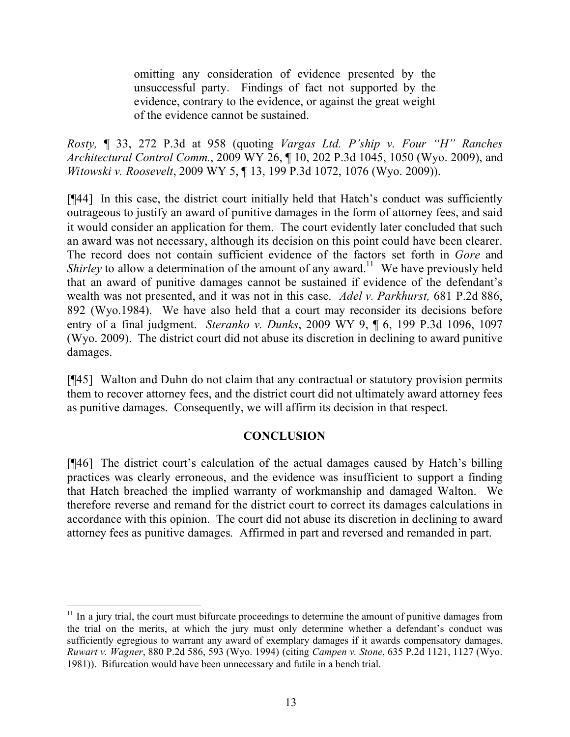> omitting any consideration of evidence presented by the unsuccessful party. Findings of fact not supported by the evidence, contrary to the evidence, or against the great weight of the evidence cannot be sustained.

*Rosty,* ¶ 33, 272 P.3d at 958 (quoting *Vargas Ltd. P'ship v. Four "H" Ranches Architectural Control Comm.*, 2009 WY 26, ¶ 10, 202 P.3d 1045, 1050 (Wyo. 2009), and *Witowski v. Roosevelt*, 2009 WY 5, ¶ 13, 199 P.3d 1072, 1076 (Wyo. 2009)).

[¶44] In this case, the district court initially held that Hatch's conduct was sufficiently outrageous to justify an award of punitive damages in the form of attorney fees, and said it would consider an application for them. The court evidently later concluded that such an award was not necessary, although its decision on this point could have been clearer. The record does not contain sufficient evidence of the factors set forth in *Gore* and *Shirley* to allow a determination of the amount of any award.[11] We have previously held that an award of punitive damages cannot be sustained if evidence of the defendant's wealth was not presented, and it was not in this case. *Adel v. Parkhurst,* 681 P.2d 886, 892 (Wyo.1984). We have also held that a court may reconsider its decisions before entry of a final judgment. *Steranko v. Dunks*, 2009 WY 9, ¶ 6, 199 P.3d 1096, 1097 (Wyo. 2009). The district court did not abuse its discretion in declining to award punitive damages.

[¶45] Walton and Duhn do not claim that any contractual or statutory provision permits them to recover attorney fees, and the district court did not ultimately award attorney fees as punitive damages. Consequently, we will affirm its decision in that respect.

## CONCLUSION

[¶46] The district court's calculation of the actual damages caused by Hatch's billing practices was clearly erroneous, and the evidence was insufficient to support a finding that Hatch breached the implied warranty of workmanship and damaged Walton. We therefore reverse and remand for the district court to correct its damages calculations in accordance with this opinion. The court did not abuse its discretion in declining to award attorney fees as punitive damages. Affirmed in part and reversed and remanded in part.

---

[11] In a jury trial, the court must bifurcate proceedings to determine the amount of punitive damages from the trial on the merits, at which the jury must only determine whether a defendant's conduct was sufficiently egregious to warrant any award of exemplary damages if it awards compensatory damages. *Ruwart v. Wagner*, 880 P.2d 586, 593 (Wyo. 1994) (citing *Campen v. Stone*, 635 P.2d 1121, 1127 (Wyo. 1981)). Bifurcation would have been unnecessary and futile in a bench trial.